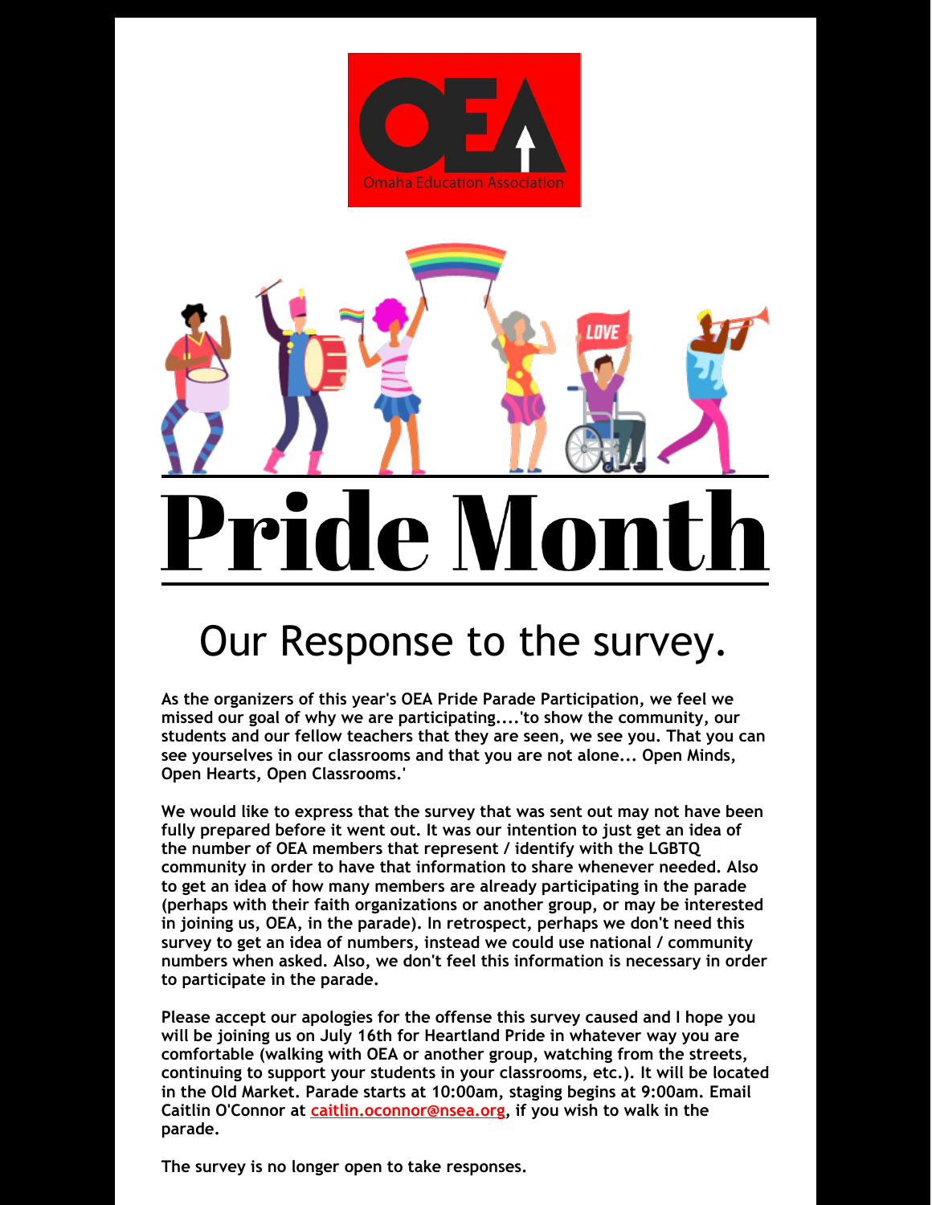Omaha Education Association

# Pride Month

## Our Response to the survey.

**As the organizers of this year's OEA Pride Parade Participation, we feel we missed our goal of why we are participating....'to show the community, our students and our fellow teachers that they are seen, we see you. That you can see yourselves in our classrooms and that you are not alone... Open Minds, Open Hearts, Open Classrooms.'**

**We would like to express that the survey that was sent out may not have been fully prepared before it went out. It was our intention to just get an idea of the number of OEA members that represent / identify with the LGBTQ community in order to have that information to share whenever needed. Also to get an idea of how many members are already participating in the parade (perhaps with their faith organizations or another group, or may be interested in joining us, OEA, in the parade). In retrospect, perhaps we don't need this survey to get an idea of numbers, instead we could use national / community numbers when asked. Also, we don't feel this information is necessary in order to participate in the parade.**

**Please accept our apologies for the offense this survey caused and I hope you will be joining us on July 16th for Heartland Pride in whatever way you are comfortable (walking with OEA or another group, watching from the streets, continuing to support your students in your classrooms, etc.). It will be located in the Old Market. Parade starts at 10:00am, staging begins at 9:00am. Email Caitlin O'Connor at caitlin.oconnor@nsea.org, if you wish to walk in the parade.**

**The survey is no longer open to take responses.**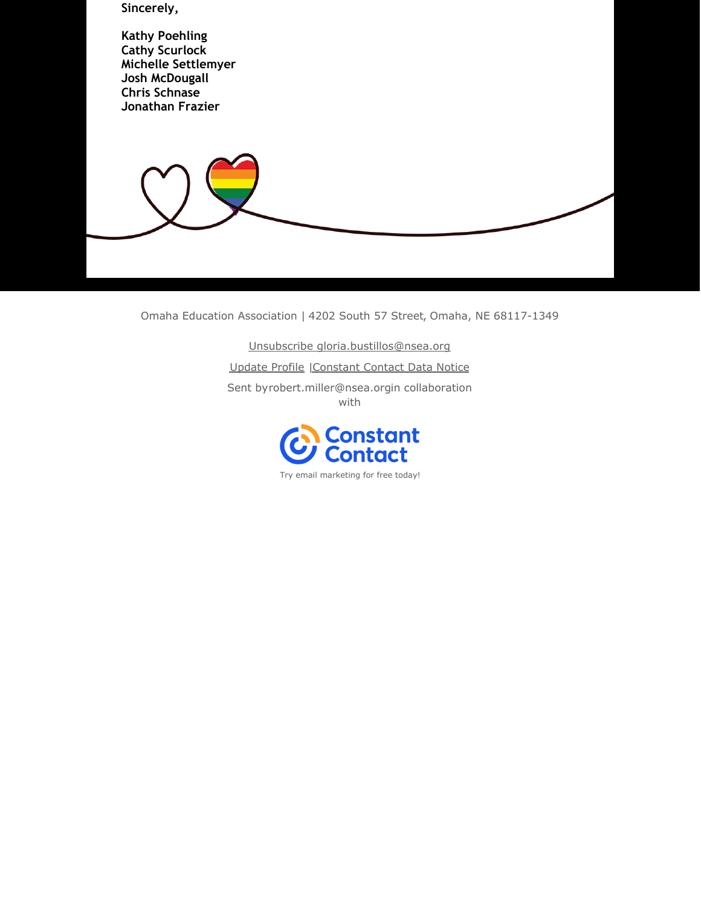**Sincerely,**

**Kathy Poehling**
**Cathy Scurlock**
**Michelle Settlemyer**
**Josh McDougall**
**Chris Schnase**
**Jonathan Frazier**

Omaha Education Association | 4202 South 57 Street, Omaha, NE 68117-1349

Unsubscribe gloria.bustillos@nsea.org

Update Profile |Constant Contact Data Notice

Sent byrobert.miller@nsea.orgin collaboration with

Try email marketing for free today!